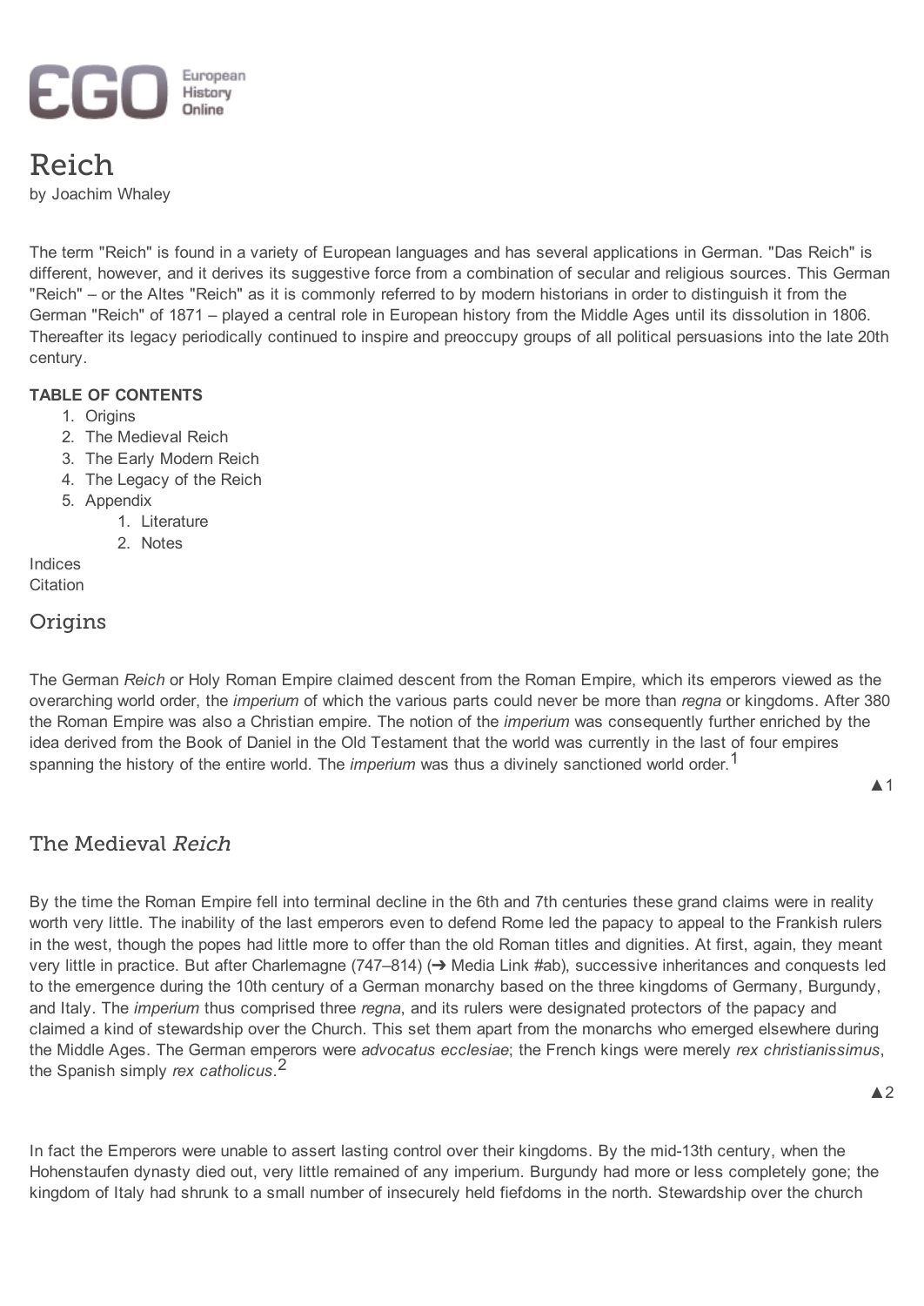# Reich

by Joachim Whaley

The term "Reich" is found in a variety of European languages and has several applications in German. "Das Reich" is different, however, and it derives its suggestive force from a combination of secular and religious sources. This German "Reich" – or the Altes "Reich" as it is commonly referred to by modern historians in order to distinguish it from the German "Reich" of 1871 – played a central role in European history from the Middle Ages until its dissolution in 1806. Thereafter its legacy periodically continued to inspire and preoccupy groups of all political persuasions into the late 20th century.

**TABLE OF CONTENTS**

1. Origins
2. The Medieval Reich
3. The Early Modern Reich
4. The Legacy of the Reich
5. Appendix
   1. Literature
   2. Notes

Indices
Citation

## Origins

The German *Reich* or Holy Roman Empire claimed descent from the Roman Empire, which its emperors viewed as the overarching world order, the *imperium* of which the various parts could never be more than *regna* or kingdoms. After 380 the Roman Empire was also a Christian empire. The notion of the *imperium* was consequently further enriched by the idea derived from the Book of Daniel in the Old Testament that the world was currently in the last of four empires spanning the history of the entire world. The *imperium* was thus a divinely sanctioned world order.[1]

▲1

## The Medieval *Reich*

By the time the Roman Empire fell into terminal decline in the 6th and 7th centuries these grand claims were in reality worth very little. The inability of the last emperors even to defend Rome led the papacy to appeal to the Frankish rulers in the west, though the popes had little more to offer than the old Roman titles and dignities. At first, again, they meant very little in practice. But after Charlemagne (747–814) (➔ Media Link #ab), successive inheritances and conquests led to the emergence during the 10th century of a German monarchy based on the three kingdoms of Germany, Burgundy, and Italy. The *imperium* thus comprised three *regna*, and its rulers were designated protectors of the papacy and claimed a kind of stewardship over the Church. This set them apart from the monarchs who emerged elsewhere during the Middle Ages. The German emperors were *advocatus ecclesiae*; the French kings were merely *rex christianissimus*, the Spanish simply *rex catholicus*.[2]

▲2

In fact the Emperors were unable to assert lasting control over their kingdoms. By the mid-13th century, when the Hohenstaufen dynasty died out, very little remained of any imperium. Burgundy had more or less completely gone; the kingdom of Italy had shrunk to a small number of insecurely held fiefdoms in the north. Stewardship over the church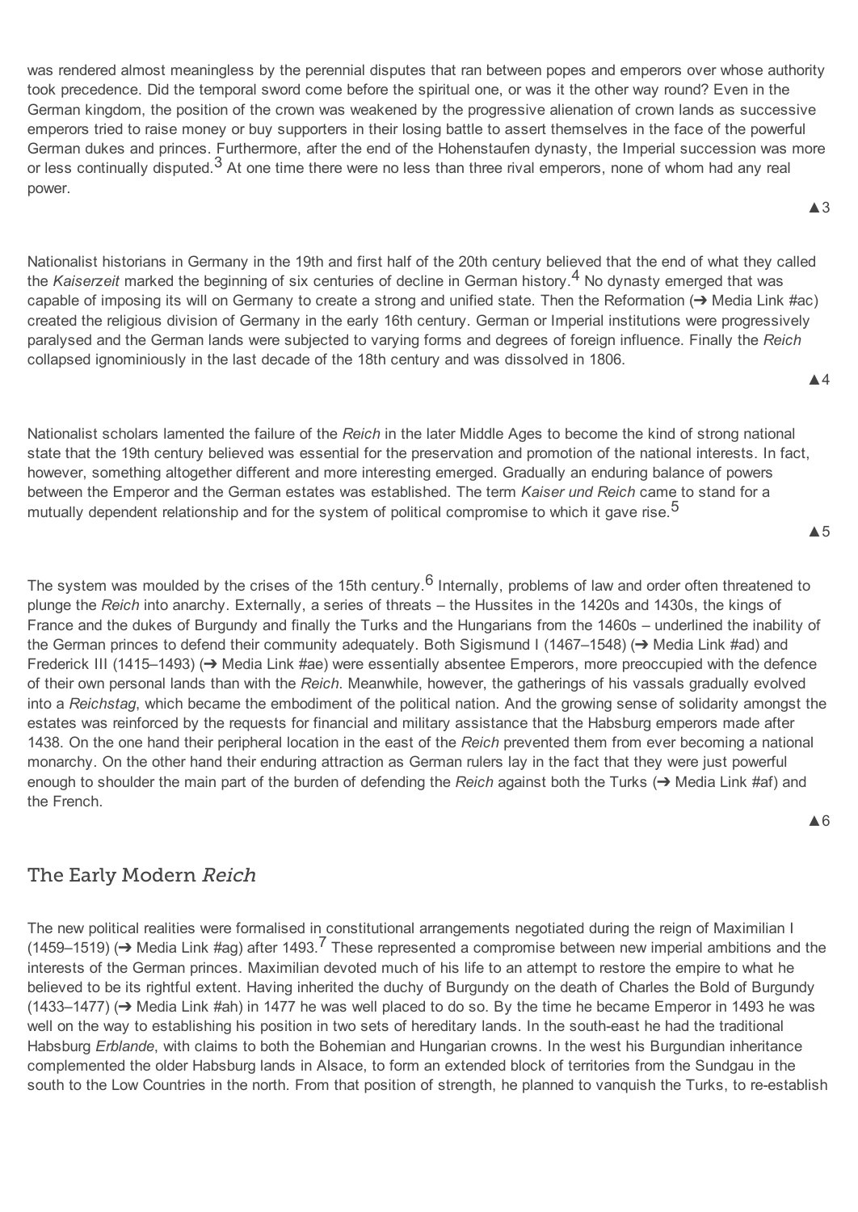was rendered almost meaningless by the perennial disputes that ran between popes and emperors over whose authority took precedence. Did the temporal sword come before the spiritual one, or was it the other way round? Even in the German kingdom, the position of the crown was weakened by the progressive alienation of crown lands as successive emperors tried to raise money or buy supporters in their losing battle to assert themselves in the face of the powerful German dukes and princes. Furthermore, after the end of the Hohenstaufen dynasty, the Imperial succession was more or less continually disputed.[3] At one time there were no less than three rival emperors, none of whom had any real power.

▲3

Nationalist historians in Germany in the 19th and first half of the 20th century believed that the end of what they called the *Kaiserzeit* marked the beginning of six centuries of decline in German history.[4] No dynasty emerged that was capable of imposing its will on Germany to create a strong and unified state. Then the Reformation (➔ Media Link #ac) created the religious division of Germany in the early 16th century. German or Imperial institutions were progressively paralysed and the German lands were subjected to varying forms and degrees of foreign influence. Finally the *Reich* collapsed ignominiously in the last decade of the 18th century and was dissolved in 1806.

▲4

Nationalist scholars lamented the failure of the *Reich* in the later Middle Ages to become the kind of strong national state that the 19th century believed was essential for the preservation and promotion of the national interests. In fact, however, something altogether different and more interesting emerged. Gradually an enduring balance of powers between the Emperor and the German estates was established. The term *Kaiser und Reich* came to stand for a mutually dependent relationship and for the system of political compromise to which it gave rise.[5]

▲5

The system was moulded by the crises of the 15th century.[6] Internally, problems of law and order often threatened to plunge the *Reich* into anarchy. Externally, a series of threats – the Hussites in the 1420s and 1430s, the kings of France and the dukes of Burgundy and finally the Turks and the Hungarians from the 1460s – underlined the inability of the German princes to defend their community adequately. Both Sigismund I (1467–1548) (➔ Media Link #ad) and Frederick III (1415–1493) (➔ Media Link #ae) were essentially absentee Emperors, more preoccupied with the defence of their own personal lands than with the *Reich*. Meanwhile, however, the gatherings of his vassals gradually evolved into a *Reichstag*, which became the embodiment of the political nation. And the growing sense of solidarity amongst the estates was reinforced by the requests for financial and military assistance that the Habsburg emperors made after 1438. On the one hand their peripheral location in the east of the *Reich* prevented them from ever becoming a national monarchy. On the other hand their enduring attraction as German rulers lay in the fact that they were just powerful enough to shoulder the main part of the burden of defending the *Reich* against both the Turks (➔ Media Link #af) and the French.

▲6

## The Early Modern *Reich*

The new political realities were formalised in constitutional arrangements negotiated during the reign of Maximilian I (1459–1519) (➔ Media Link #ag) after 1493.[7] These represented a compromise between new imperial ambitions and the interests of the German princes. Maximilian devoted much of his life to an attempt to restore the empire to what he believed to be its rightful extent. Having inherited the duchy of Burgundy on the death of Charles the Bold of Burgundy (1433–1477) (➔ Media Link #ah) in 1477 he was well placed to do so. By the time he became Emperor in 1493 he was well on the way to establishing his position in two sets of hereditary lands. In the south-east he had the traditional Habsburg *Erblande*, with claims to both the Bohemian and Hungarian crowns. In the west his Burgundian inheritance complemented the older Habsburg lands in Alsace, to form an extended block of territories from the Sundgau in the south to the Low Countries in the north. From that position of strength, he planned to vanquish the Turks, to re-establish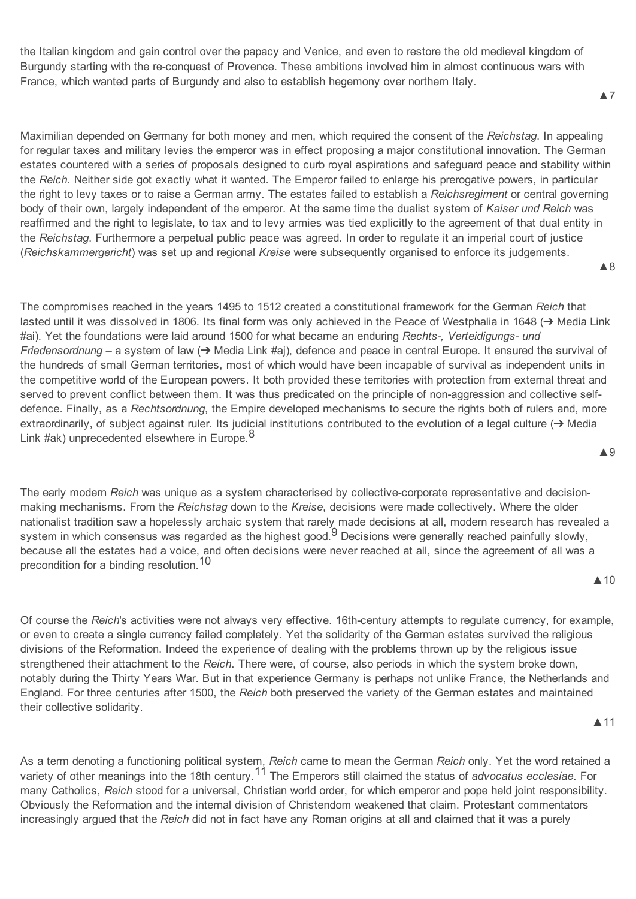the Italian kingdom and gain control over the papacy and Venice, and even to restore the old medieval kingdom of Burgundy starting with the re-conquest of Provence. These ambitions involved him in almost continuous wars with France, which wanted parts of Burgundy and also to establish hegemony over northern Italy.

▲7

Maximilian depended on Germany for both money and men, which required the consent of the *Reichstag*. In appealing for regular taxes and military levies the emperor was in effect proposing a major constitutional innovation. The German estates countered with a series of proposals designed to curb royal aspirations and safeguard peace and stability within the *Reich*. Neither side got exactly what it wanted. The Emperor failed to enlarge his prerogative powers, in particular the right to levy taxes or to raise a German army. The estates failed to establish a *Reichsregiment* or central governing body of their own, largely independent of the emperor. At the same time the dualist system of *Kaiser und Reich* was reaffirmed and the right to legislate, to tax and to levy armies was tied explicitly to the agreement of that dual entity in the *Reichstag*. Furthermore a perpetual public peace was agreed. In order to regulate it an imperial court of justice (*Reichskammergericht*) was set up and regional *Kreise* were subsequently organised to enforce its judgements.

▲8

The compromises reached in the years 1495 to 1512 created a constitutional framework for the German *Reich* that lasted until it was dissolved in 1806. Its final form was only achieved in the Peace of Westphalia in 1648 (➔ Media Link #ai). Yet the foundations were laid around 1500 for what became an enduring *Rechts-, Verteidigungs- und Friedensordnung* – a system of law (➔ Media Link #aj), defence and peace in central Europe. It ensured the survival of the hundreds of small German territories, most of which would have been incapable of survival as independent units in the competitive world of the European powers. It both provided these territories with protection from external threat and served to prevent conflict between them. It was thus predicated on the principle of non-aggression and collective self-defence. Finally, as a *Rechtsordnung*, the Empire developed mechanisms to secure the rights both of rulers and, more extraordinarily, of subject against ruler. Its judicial institutions contributed to the evolution of a legal culture (➔ Media Link #ak) unprecedented elsewhere in Europe.[8]

▲9

The early modern *Reich* was unique as a system characterised by collective-corporate representative and decision-making mechanisms. From the *Reichstag* down to the *Kreise*, decisions were made collectively. Where the older nationalist tradition saw a hopelessly archaic system that rarely made decisions at all, modern research has revealed a system in which consensus was regarded as the highest good.[9] Decisions were generally reached painfully slowly, because all the estates had a voice, and often decisions were never reached at all, since the agreement of all was a precondition for a binding resolution.[10]

▲10

Of course the *Reich*'s activities were not always very effective. 16th-century attempts to regulate currency, for example, or even to create a single currency failed completely. Yet the solidarity of the German estates survived the religious divisions of the Reformation. Indeed the experience of dealing with the problems thrown up by the religious issue strengthened their attachment to the *Reich*. There were, of course, also periods in which the system broke down, notably during the Thirty Years War. But in that experience Germany is perhaps not unlike France, the Netherlands and England. For three centuries after 1500, the *Reich* both preserved the variety of the German estates and maintained their collective solidarity.

▲11

As a term denoting a functioning political system, *Reich* came to mean the German *Reich* only. Yet the word retained a variety of other meanings into the 18th century.[11] The Emperors still claimed the status of *advocatus ecclesiae*. For many Catholics, *Reich* stood for a universal, Christian world order, for which emperor and pope held joint responsibility. Obviously the Reformation and the internal division of Christendom weakened that claim. Protestant commentators increasingly argued that the *Reich* did not in fact have any Roman origins at all and claimed that it was a purely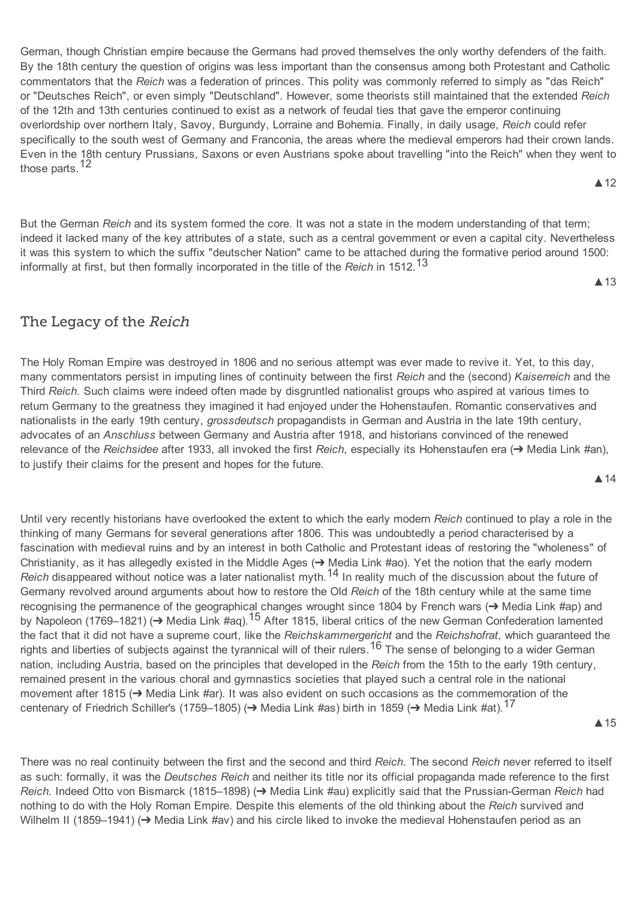German, though Christian empire because the Germans had proved themselves the only worthy defenders of the faith. By the 18th century the question of origins was less important than the consensus among both Protestant and Catholic commentators that the *Reich* was a federation of princes. This polity was commonly referred to simply as "das Reich" or "Deutsches Reich", or even simply "Deutschland". However, some theorists still maintained that the extended *Reich* of the 12th and 13th centuries continued to exist as a network of feudal ties that gave the emperor continuing overlordship over northern Italy, Savoy, Burgundy, Lorraine and Bohemia. Finally, in daily usage, *Reich* could refer specifically to the south west of Germany and Franconia, the areas where the medieval emperors had their crown lands. Even in the 18th century Prussians, Saxons or even Austrians spoke about travelling "into the Reich" when they went to those parts.[12]

▲12

But the German *Reich* and its system formed the core. It was not a state in the modern understanding of that term; indeed it lacked many of the key attributes of a state, such as a central government or even a capital city. Nevertheless it was this system to which the suffix "deutscher Nation" came to be attached during the formative period around 1500: informally at first, but then formally incorporated in the title of the *Reich* in 1512.[13]

▲13

## The Legacy of the *Reich*

The Holy Roman Empire was destroyed in 1806 and no serious attempt was ever made to revive it. Yet, to this day, many commentators persist in imputing lines of continuity between the first *Reich* and the (second) *Kaiserreich* and the Third *Reich*. Such claims were indeed often made by disgruntled nationalist groups who aspired at various times to return Germany to the greatness they imagined it had enjoyed under the Hohenstaufen. Romantic conservatives and nationalists in the early 19th century, *grossdeutsch* propagandists in German and Austria in the late 19th century, advocates of an *Anschluss* between Germany and Austria after 1918, and historians convinced of the renewed relevance of the *Reichsidee* after 1933, all invoked the first *Reich*, especially its Hohenstaufen era (➔ Media Link #an), to justify their claims for the present and hopes for the future.

▲14

Until very recently historians have overlooked the extent to which the early modern *Reich* continued to play a role in the thinking of many Germans for several generations after 1806. This was undoubtedly a period characterised by a fascination with medieval ruins and by an interest in both Catholic and Protestant ideas of restoring the "wholeness" of Christianity, as it has allegedly existed in the Middle Ages (➔ Media Link #ao). Yet the notion that the early modern *Reich* disappeared without notice was a later nationalist myth.[14] In reality much of the discussion about the future of Germany revolved around arguments about how to restore the Old *Reich* of the 18th century while at the same time recognising the permanence of the geographical changes wrought since 1804 by French wars (➔ Media Link #ap) and by Napoleon (1769–1821) (➔ Media Link #aq).[15] After 1815, liberal critics of the new German Confederation lamented the fact that it did not have a supreme court, like the *Reichskammergericht* and the *Reichshofrat*, which guaranteed the rights and liberties of subjects against the tyrannical will of their rulers.[16] The sense of belonging to a wider German nation, including Austria, based on the principles that developed in the *Reich* from the 15th to the early 19th century, remained present in the various choral and gymnastics societies that played such a central role in the national movement after 1815 (➔ Media Link #ar). It was also evident on such occasions as the commemoration of the centenary of Friedrich Schiller's (1759–1805) (➔ Media Link #as) birth in 1859 (➔ Media Link #at).[17]

▲15

There was no real continuity between the first and the second and third *Reich*. The second *Reich* never referred to itself as such: formally, it was the *Deutsches Reich* and neither its title nor its official propaganda made reference to the first *Reich*. Indeed Otto von Bismarck (1815–1898) (➔ Media Link #au) explicitly said that the Prussian-German *Reich* had nothing to do with the Holy Roman Empire. Despite this elements of the old thinking about the *Reich* survived and Wilhelm II (1859–1941) (➔ Media Link #av) and his circle liked to invoke the medieval Hohenstaufen period as an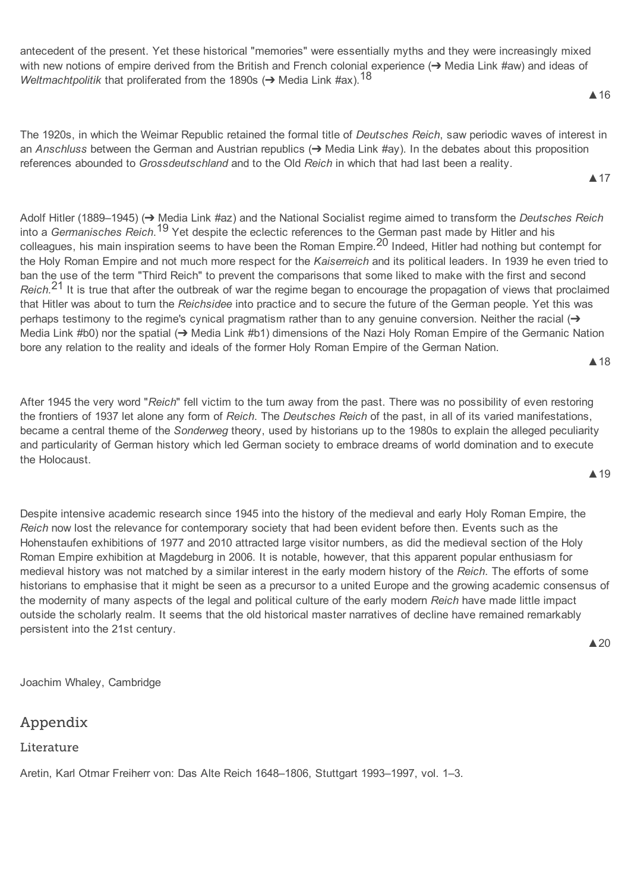antecedent of the present. Yet these historical "memories" were essentially myths and they were increasingly mixed with new notions of empire derived from the British and French colonial experience (➔ Media Link #aw) and ideas of *Weltmachtpolitik* that proliferated from the 1890s (➔ Media Link #ax).[18]

▲16

The 1920s, in which the Weimar Republic retained the formal title of *Deutsches Reich*, saw periodic waves of interest in an *Anschluss* between the German and Austrian republics (➔ Media Link #ay). In the debates about this proposition references abounded to *Grossdeutschland* and to the Old *Reich* in which that had last been a reality.

▲17

Adolf Hitler (1889–1945) (➔ Media Link #az) and the National Socialist regime aimed to transform the *Deutsches Reich* into a *Germanisches Reich*.[19] Yet despite the eclectic references to the German past made by Hitler and his colleagues, his main inspiration seems to have been the Roman Empire.[20] Indeed, Hitler had nothing but contempt for the Holy Roman Empire and not much more respect for the *Kaiserreich* and its political leaders. In 1939 he even tried to ban the use of the term "Third Reich" to prevent the comparisons that some liked to make with the first and second *Reich*.[21] It is true that after the outbreak of war the regime began to encourage the propagation of views that proclaimed that Hitler was about to turn the *Reichsidee* into practice and to secure the future of the German people. Yet this was perhaps testimony to the regime's cynical pragmatism rather than to any genuine conversion. Neither the racial (➔ Media Link #b0) nor the spatial (➔ Media Link #b1) dimensions of the Nazi Holy Roman Empire of the Germanic Nation bore any relation to the reality and ideals of the former Holy Roman Empire of the German Nation.

▲18

After 1945 the very word "*Reich*" fell victim to the turn away from the past. There was no possibility of even restoring the frontiers of 1937 let alone any form of *Reich*. The *Deutsches Reich* of the past, in all of its varied manifestations, became a central theme of the *Sonderweg* theory, used by historians up to the 1980s to explain the alleged peculiarity and particularity of German history which led German society to embrace dreams of world domination and to execute the Holocaust.

▲19

Despite intensive academic research since 1945 into the history of the medieval and early Holy Roman Empire, the *Reich* now lost the relevance for contemporary society that had been evident before then. Events such as the Hohenstaufen exhibitions of 1977 and 2010 attracted large visitor numbers, as did the medieval section of the Holy Roman Empire exhibition at Magdeburg in 2006. It is notable, however, that this apparent popular enthusiasm for medieval history was not matched by a similar interest in the early modern history of the *Reich*. The efforts of some historians to emphasise that it might be seen as a precursor to a united Europe and the growing academic consensus of the modernity of many aspects of the legal and political culture of the early modern *Reich* have made little impact outside the scholarly realm. It seems that the old historical master narratives of decline have remained remarkably persistent into the 21st century.

▲20

Joachim Whaley, Cambridge

## Appendix

### Literature

Aretin, Karl Otmar Freiherr von: Das Alte Reich 1648–1806, Stuttgart 1993–1997, vol. 1–3.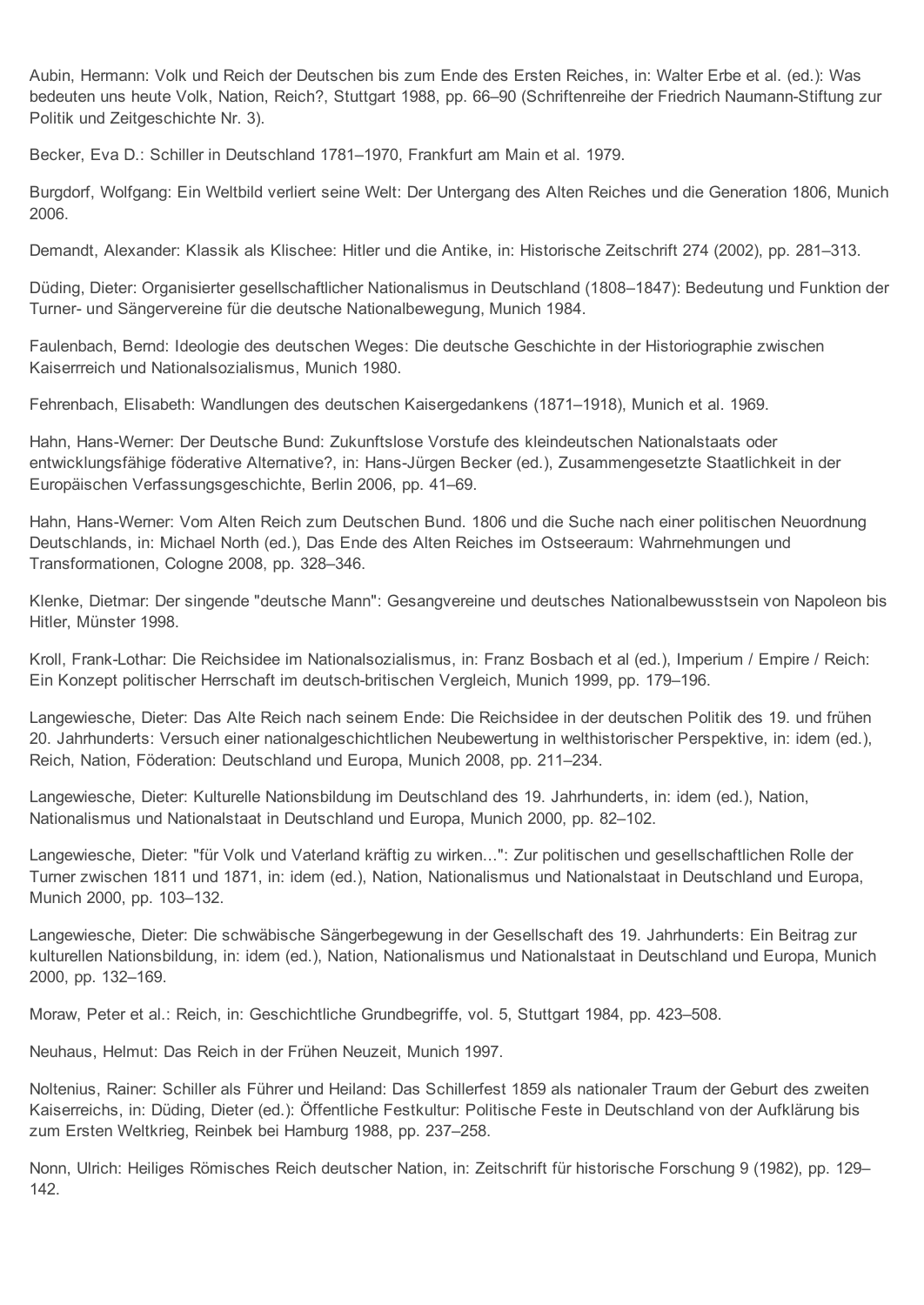Aubin, Hermann: Volk und Reich der Deutschen bis zum Ende des Ersten Reiches, in: Walter Erbe et al. (ed.): Was bedeuten uns heute Volk, Nation, Reich?, Stuttgart 1988, pp. 66–90 (Schriftenreihe der Friedrich Naumann-Stiftung zur Politik und Zeitgeschichte Nr. 3).

Becker, Eva D.: Schiller in Deutschland 1781–1970, Frankfurt am Main et al. 1979.

Burgdorf, Wolfgang: Ein Weltbild verliert seine Welt: Der Untergang des Alten Reiches und die Generation 1806, Munich 2006.

Demandt, Alexander: Klassik als Klischee: Hitler und die Antike, in: Historische Zeitschrift 274 (2002), pp. 281–313.

Düding, Dieter: Organisierter gesellschaftlicher Nationalismus in Deutschland (1808–1847): Bedeutung und Funktion der Turner- und Sängervereine für die deutsche Nationalbewegung, Munich 1984.

Faulenbach, Bernd: Ideologie des deutschen Weges: Die deutsche Geschichte in der Historiographie zwischen Kaiserrreich und Nationalsozialismus, Munich 1980.

Fehrenbach, Elisabeth: Wandlungen des deutschen Kaisergedankens (1871–1918), Munich et al. 1969.

Hahn, Hans-Werner: Der Deutsche Bund: Zukunftslose Vorstufe des kleindeutschen Nationalstaats oder entwicklungsfähige föderative Alternative?, in: Hans-Jürgen Becker (ed.), Zusammengesetzte Staatlichkeit in der Europäischen Verfassungsgeschichte, Berlin 2006, pp. 41–69.

Hahn, Hans-Werner: Vom Alten Reich zum Deutschen Bund. 1806 und die Suche nach einer politischen Neuordnung Deutschlands, in: Michael North (ed.), Das Ende des Alten Reiches im Ostseeraum: Wahrnehmungen und Transformationen, Cologne 2008, pp. 328–346.

Klenke, Dietmar: Der singende "deutsche Mann": Gesangvereine und deutsches Nationalbewusstsein von Napoleon bis Hitler, Münster 1998.

Kroll, Frank-Lothar: Die Reichsidee im Nationalsozialismus, in: Franz Bosbach et al (ed.), Imperium / Empire / Reich: Ein Konzept politischer Herrschaft im deutsch-britischen Vergleich, Munich 1999, pp. 179–196.

Langewiesche, Dieter: Das Alte Reich nach seinem Ende: Die Reichsidee in der deutschen Politik des 19. und frühen 20. Jahrhunderts: Versuch einer nationalgeschichtlichen Neubewertung in welthistorischer Perspektive, in: idem (ed.), Reich, Nation, Föderation: Deutschland und Europa, Munich 2008, pp. 211–234.

Langewiesche, Dieter: Kulturelle Nationsbildung im Deutschland des 19. Jahrhunderts, in: idem (ed.), Nation, Nationalismus und Nationalstaat in Deutschland und Europa, Munich 2000, pp. 82–102.

Langewiesche, Dieter: "für Volk und Vaterland kräftig zu wirken…": Zur politischen und gesellschaftlichen Rolle der Turner zwischen 1811 und 1871, in: idem (ed.), Nation, Nationalismus und Nationalstaat in Deutschland und Europa, Munich 2000, pp. 103–132.

Langewiesche, Dieter: Die schwäbische Sängerbegewung in der Gesellschaft des 19. Jahrhunderts: Ein Beitrag zur kulturellen Nationsbildung, in: idem (ed.), Nation, Nationalismus und Nationalstaat in Deutschland und Europa, Munich 2000, pp. 132–169.

Moraw, Peter et al.: Reich, in: Geschichtliche Grundbegriffe, vol. 5, Stuttgart 1984, pp. 423–508.

Neuhaus, Helmut: Das Reich in der Frühen Neuzeit, Munich 1997.

Noltenius, Rainer: Schiller als Führer und Heiland: Das Schillerfest 1859 als nationaler Traum der Geburt des zweiten Kaiserreichs, in: Düding, Dieter (ed.): Öffentliche Festkultur: Politische Feste in Deutschland von der Aufklärung bis zum Ersten Weltkrieg, Reinbek bei Hamburg 1988, pp. 237–258.

Nonn, Ulrich: Heiliges Römisches Reich deutscher Nation, in: Zeitschrift für historische Forschung 9 (1982), pp. 129–142.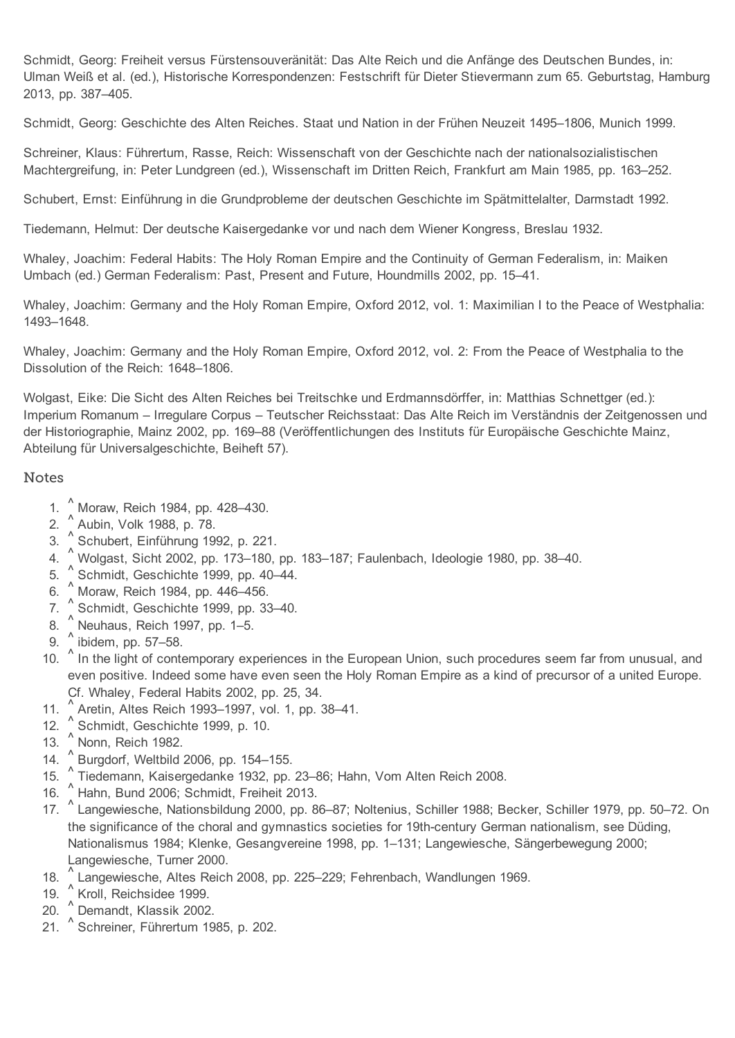Schmidt, Georg: Freiheit versus Fürstensouveränität: Das Alte Reich und die Anfänge des Deutschen Bundes, in: Ulman Weiß et al. (ed.), Historische Korrespondenzen: Festschrift für Dieter Stievermann zum 65. Geburtstag, Hamburg 2013, pp. 387–405.

Schmidt, Georg: Geschichte des Alten Reiches. Staat und Nation in der Frühen Neuzeit 1495–1806, Munich 1999.

Schreiner, Klaus: Führertum, Rasse, Reich: Wissenschaft von der Geschichte nach der nationalsozialistischen Machtergreifung, in: Peter Lundgreen (ed.), Wissenschaft im Dritten Reich, Frankfurt am Main 1985, pp. 163–252.

Schubert, Ernst: Einführung in die Grundprobleme der deutschen Geschichte im Spätmittelalter, Darmstadt 1992.

Tiedemann, Helmut: Der deutsche Kaisergedanke vor und nach dem Wiener Kongress, Breslau 1932.

Whaley, Joachim: Federal Habits: The Holy Roman Empire and the Continuity of German Federalism, in: Maiken Umbach (ed.) German Federalism: Past, Present and Future, Houndmills 2002, pp. 15–41.

Whaley, Joachim: Germany and the Holy Roman Empire, Oxford 2012, vol. 1: Maximilian I to the Peace of Westphalia: 1493–1648.

Whaley, Joachim: Germany and the Holy Roman Empire, Oxford 2012, vol. 2: From the Peace of Westphalia to the Dissolution of the Reich: 1648–1806.

Wolgast, Eike: Die Sicht des Alten Reiches bei Treitschke und Erdmannsdörffer, in: Matthias Schnettger (ed.): Imperium Romanum – Irregulare Corpus – Teutscher Reichsstaat: Das Alte Reich im Verständnis der Zeitgenossen und der Historiographie, Mainz 2002, pp. 169–88 (Veröffentlichungen des Instituts für Europäische Geschichte Mainz, Abteilung für Universalgeschichte, Beiheft 57).

## Notes

1. ^ Moraw, Reich 1984, pp. 428–430.
2. ^ Aubin, Volk 1988, p. 78.
3. ^ Schubert, Einführung 1992, p. 221.
4. ^ Wolgast, Sicht 2002, pp. 173–180, pp. 183–187; Faulenbach, Ideologie 1980, pp. 38–40.
5. ^ Schmidt, Geschichte 1999, pp. 40–44.
6. ^ Moraw, Reich 1984, pp. 446–456.
7. ^ Schmidt, Geschichte 1999, pp. 33–40.
8. ^ Neuhaus, Reich 1997, pp. 1–5.
9. ^ ibidem, pp. 57–58.
10. ^ In the light of contemporary experiences in the European Union, such procedures seem far from unusual, and even positive. Indeed some have even seen the Holy Roman Empire as a kind of precursor of a united Europe. Cf. Whaley, Federal Habits 2002, pp. 25, 34.
11. ^ Aretin, Altes Reich 1993–1997, vol. 1, pp. 38–41.
12. ^ Schmidt, Geschichte 1999, p. 10.
13. ^ Nonn, Reich 1982.
14. ^ Burgdorf, Weltbild 2006, pp. 154–155.
15. ^ Tiedemann, Kaisergedanke 1932, pp. 23–86; Hahn, Vom Alten Reich 2008.
16. ^ Hahn, Bund 2006; Schmidt, Freiheit 2013.
17. ^ Langewiesche, Nationsbildung 2000, pp. 86–87; Noltenius, Schiller 1988; Becker, Schiller 1979, pp. 50–72. On the significance of the choral and gymnastics societies for 19th-century German nationalism, see Düding, Nationalismus 1984; Klenke, Gesangvereine 1998, pp. 1–131; Langewiesche, Sängerbewegung 2000; Langewiesche, Turner 2000.
18. ^ Langewiesche, Altes Reich 2008, pp. 225–229; Fehrenbach, Wandlungen 1969.
19. ^ Kroll, Reichsidee 1999.
20. ^ Demandt, Klassik 2002.
21. ^ Schreiner, Führertum 1985, p. 202.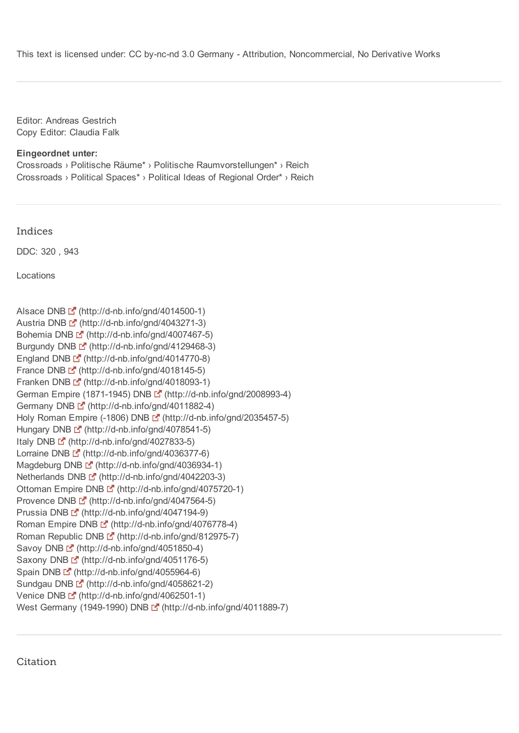This text is licensed under: CC by-nc-nd 3.0 Germany - Attribution, Noncommercial, No Derivative Works

---

Editor: Andreas Gestrich
Copy Editor: Claudia Falk

**Eingeordnet unter:**
Crossroads › Politische Räume* › Politische Raumvorstellungen* › Reich
Crossroads › Political Spaces* › Political Ideas of Regional Order* › Reich

---

## Indices

DDC: 320 , 943

Locations

Alsace DNB (http://d-nb.info/gnd/4014500-1)
Austria DNB (http://d-nb.info/gnd/4043271-3)
Bohemia DNB (http://d-nb.info/gnd/4007467-5)
Burgundy DNB (http://d-nb.info/gnd/4129468-3)
England DNB (http://d-nb.info/gnd/4014770-8)
France DNB (http://d-nb.info/gnd/4018145-5)
Franken DNB (http://d-nb.info/gnd/4018093-1)
German Empire (1871-1945) DNB (http://d-nb.info/gnd/2008993-4)
Germany DNB (http://d-nb.info/gnd/4011882-4)
Holy Roman Empire (-1806) DNB (http://d-nb.info/gnd/2035457-5)
Hungary DNB (http://d-nb.info/gnd/4078541-5)
Italy DNB (http://d-nb.info/gnd/4027833-5)
Lorraine DNB (http://d-nb.info/gnd/4036377-6)
Magdeburg DNB (http://d-nb.info/gnd/4036934-1)
Netherlands DNB (http://d-nb.info/gnd/4042203-3)
Ottoman Empire DNB (http://d-nb.info/gnd/4075720-1)
Provence DNB (http://d-nb.info/gnd/4047564-5)
Prussia DNB (http://d-nb.info/gnd/4047194-9)
Roman Empire DNB (http://d-nb.info/gnd/4076778-4)
Roman Republic DNB (http://d-nb.info/gnd/812975-7)
Savoy DNB (http://d-nb.info/gnd/4051850-4)
Saxony DNB (http://d-nb.info/gnd/4051176-5)
Spain DNB (http://d-nb.info/gnd/4055964-6)
Sundgau DNB (http://d-nb.info/gnd/4058621-2)
Venice DNB (http://d-nb.info/gnd/4062501-1)
West Germany (1949-1990) DNB (http://d-nb.info/gnd/4011889-7)

---

## Citation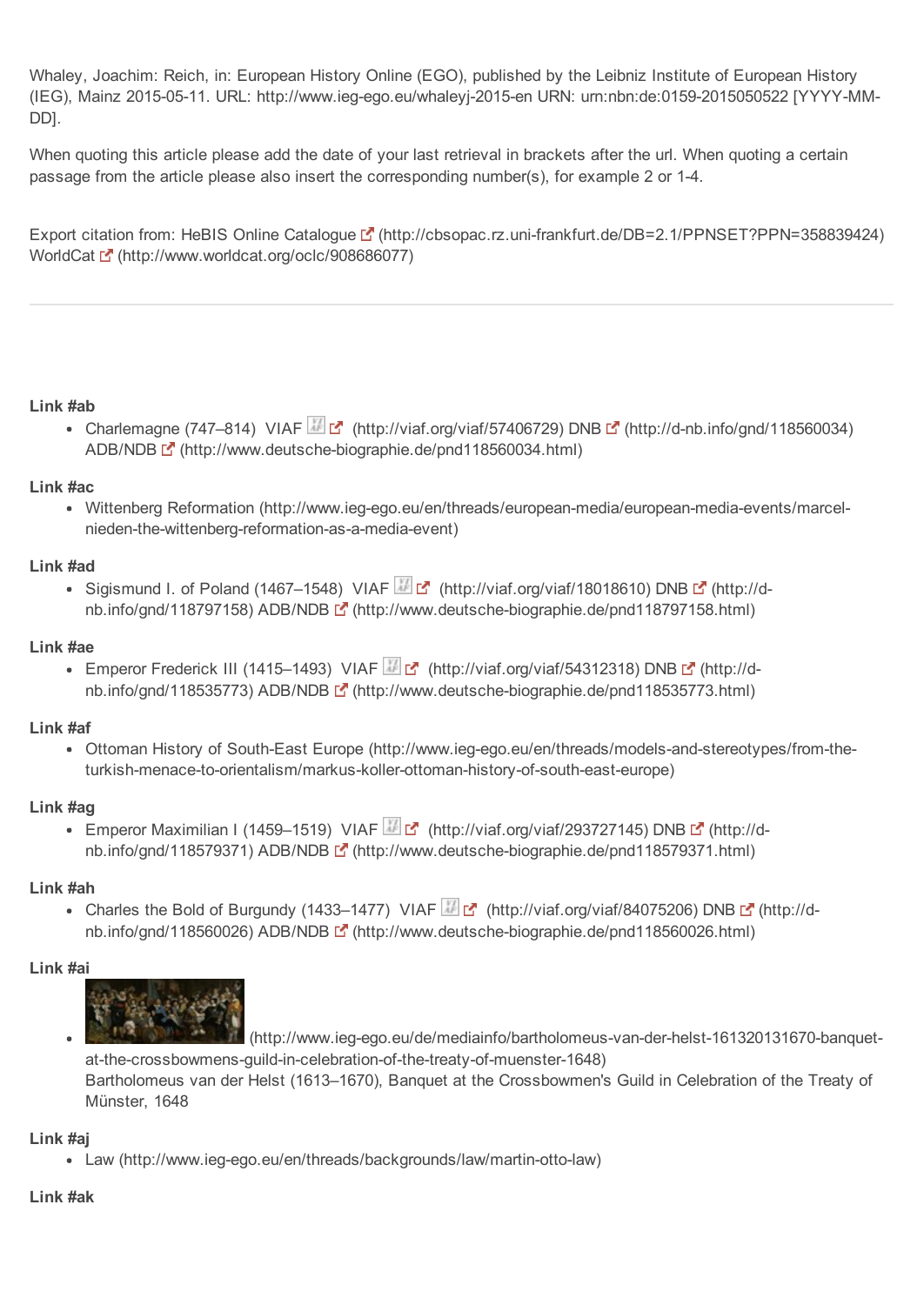Whaley, Joachim: Reich, in: European History Online (EGO), published by the Leibniz Institute of European History (IEG), Mainz 2015-05-11. URL: http://www.ieg-ego.eu/whaleyj-2015-en URN: urn:nbn:de:0159-2015050522 [YYYY-MM-DD].

When quoting this article please add the date of your last retrieval in brackets after the url. When quoting a certain passage from the article please also insert the corresponding number(s), for example 2 or 1-4.

Export citation from: HeBIS Online Catalogue (http://cbsopac.rz.uni-frankfurt.de/DB=2.1/PPNSET?PPN=358839424)
WorldCat (http://www.worldcat.org/oclc/908686077)

---

**Link #ab**

- Charlemagne (747–814) VIAF (http://viaf.org/viaf/57406729) DNB (http://d-nb.info/gnd/118560034) ADB/NDB (http://www.deutsche-biographie.de/pnd118560034.html)

**Link #ac**

- Wittenberg Reformation (http://www.ieg-ego.eu/en/threads/european-media/european-media-events/marcel-nieden-the-wittenberg-reformation-as-a-media-event)

**Link #ad**

- Sigismund I. of Poland (1467–1548) VIAF (http://viaf.org/viaf/18018610) DNB (http://d-nb.info/gnd/118797158) ADB/NDB (http://www.deutsche-biographie.de/pnd118797158.html)

**Link #ae**

- Emperor Frederick III (1415–1493) VIAF (http://viaf.org/viaf/54312318) DNB (http://d-nb.info/gnd/118535773) ADB/NDB (http://www.deutsche-biographie.de/pnd118535773.html)

**Link #af**

- Ottoman History of South-East Europe (http://www.ieg-ego.eu/en/threads/models-and-stereotypes/from-the-turkish-menace-to-orientalism/markus-koller-ottoman-history-of-south-east-europe)

**Link #ag**

- Emperor Maximilian I (1459–1519) VIAF (http://viaf.org/viaf/293727145) DNB (http://d-nb.info/gnd/118579371) ADB/NDB (http://www.deutsche-biographie.de/pnd118579371.html)

**Link #ah**

- Charles the Bold of Burgundy (1433–1477) VIAF (http://viaf.org/viaf/84075206) DNB (http://d-nb.info/gnd/118560026) ADB/NDB (http://www.deutsche-biographie.de/pnd118560026.html)

**Link #ai**

- (http://www.ieg-ego.eu/de/mediainfo/bartholomeus-van-der-helst-161320131670-banquet-at-the-crossbowmens-guild-in-celebration-of-the-treaty-of-muenster-1648)
  Bartholomeus van der Helst (1613–1670), Banquet at the Crossbowmen's Guild in Celebration of the Treaty of Münster, 1648

**Link #aj**

- Law (http://www.ieg-ego.eu/en/threads/backgrounds/law/martin-otto-law)

**Link #ak**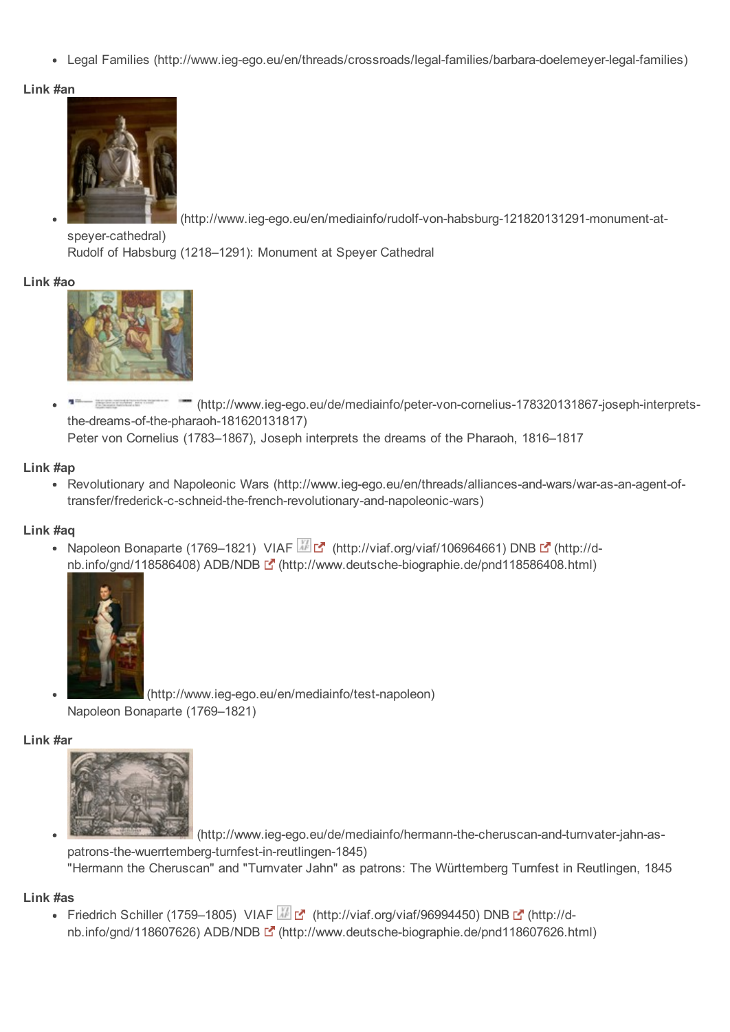- Legal Families (http://www.ieg-ego.eu/en/threads/crossroads/legal-families/barbara-doelemeyer-legal-families)

**Link #an**

- (http://www.ieg-ego.eu/en/mediainfo/rudolf-von-habsburg-121820131291-monument-at-speyer-cathedral)
  Rudolf of Habsburg (1218–1291): Monument at Speyer Cathedral

**Link #ao**

- (http://www.ieg-ego.eu/de/mediainfo/peter-von-cornelius-178320131867-joseph-interprets-the-dreams-of-the-pharaoh-181620131817)
  Peter von Cornelius (1783–1867), Joseph interprets the dreams of the Pharaoh, 1816–1817

**Link #ap**

- Revolutionary and Napoleonic Wars (http://www.ieg-ego.eu/en/threads/alliances-and-wars/war-as-an-agent-of-transfer/frederick-c-schneid-the-french-revolutionary-and-napoleonic-wars)

**Link #aq**

- Napoleon Bonaparte (1769–1821) VIAF (http://viaf.org/viaf/106964661) DNB (http://d-nb.info/gnd/118586408) ADB/NDB (http://www.deutsche-biographie.de/pnd118586408.html)
- (http://www.ieg-ego.eu/en/mediainfo/test-napoleon)
  Napoleon Bonaparte (1769–1821)

**Link #ar**

- (http://www.ieg-ego.eu/de/mediainfo/hermann-the-cheruscan-and-turnvater-jahn-as-patrons-the-wuerrtemberg-turnfest-in-reutlingen-1845)
  "Hermann the Cheruscan" and "Turnvater Jahn" as patrons: The Württemberg Turnfest in Reutlingen, 1845

**Link #as**

- Friedrich Schiller (1759–1805) VIAF (http://viaf.org/viaf/96994450) DNB (http://d-nb.info/gnd/118607626) ADB/NDB (http://www.deutsche-biographie.de/pnd118607626.html)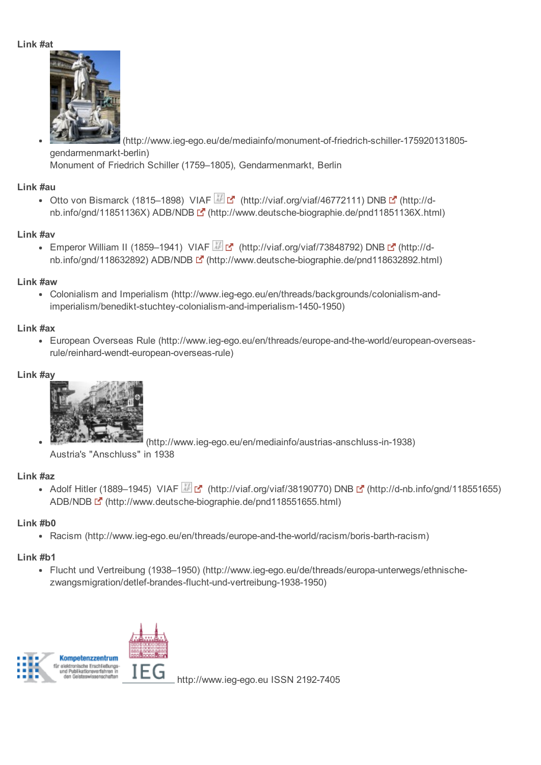**Link #at**

- (http://www.ieg-ego.eu/de/mediainfo/monument-of-friedrich-schiller-175920131805-gendarmenmarkt-berlin)
  Monument of Friedrich Schiller (1759–1805), Gendarmenmarkt, Berlin

**Link #au**

- Otto von Bismarck (1815–1898) VIAF (http://viaf.org/viaf/46772111) DNB (http://d-nb.info/gnd/11851136X) ADB/NDB (http://www.deutsche-biographie.de/pnd11851136X.html)

**Link #av**

- Emperor William II (1859–1941) VIAF (http://viaf.org/viaf/73848792) DNB (http://d-nb.info/gnd/118632892) ADB/NDB (http://www.deutsche-biographie.de/pnd118632892.html)

**Link #aw**

- Colonialism and Imperialism (http://www.ieg-ego.eu/en/threads/backgrounds/colonialism-and-imperialism/benedikt-stuchtey-colonialism-and-imperialism-1450-1950)

**Link #ax**

- European Overseas Rule (http://www.ieg-ego.eu/en/threads/europe-and-the-world/european-overseas-rule/reinhard-wendt-european-overseas-rule)

**Link #ay**

- (http://www.ieg-ego.eu/en/mediainfo/austrias-anschluss-in-1938)
  Austria's "Anschluss" in 1938

**Link #az**

- Adolf Hitler (1889–1945) VIAF (http://viaf.org/viaf/38190770) DNB (http://d-nb.info/gnd/118551655) ADB/NDB (http://www.deutsche-biographie.de/pnd118551655.html)

**Link #b0**

- Racism (http://www.ieg-ego.eu/en/threads/europe-and-the-world/racism/boris-barth-racism)

**Link #b1**

- Flucht und Vertreibung (1938–1950) (http://www.ieg-ego.eu/de/threads/europa-unterwegs/ethnische-zwangsmigration/detlef-brandes-flucht-und-vertreibung-1938-1950)

http://www.ieg-ego.eu ISSN 2192-7405